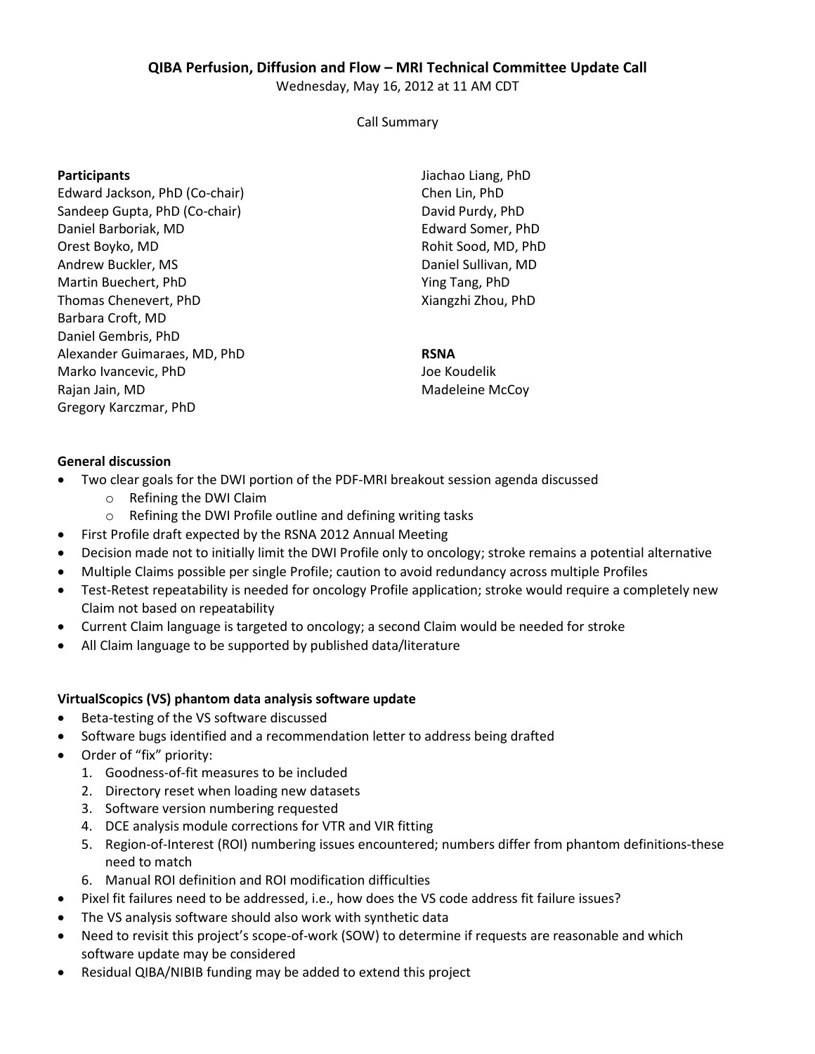# QIBA Perfusion, Diffusion and Flow – MRI Technical Committee Update Call

Wednesday, May 16, 2012 at 11 AM CDT

Call Summary

**Participants**

Edward Jackson, PhD (Co-chair)
Sandeep Gupta, PhD (Co-chair)
Daniel Barboriak, MD
Orest Boyko, MD
Andrew Buckler, MS
Martin Buechert, PhD
Thomas Chenevert, PhD
Barbara Croft, MD
Daniel Gembris, PhD
Alexander Guimaraes, MD, PhD
Marko Ivancevic, PhD
Rajan Jain, MD
Gregory Karczmar, PhD
Jiachao Liang, PhD
Chen Lin, PhD
David Purdy, PhD
Edward Somer, PhD
Rohit Sood, MD, PhD
Daniel Sullivan, MD
Ying Tang, PhD
Xiangzhi Zhou, PhD

**RSNA**

Joe Koudelik
Madeleine McCoy

**General discussion**

- Two clear goals for the DWI portion of the PDF-MRI breakout session agenda discussed
  - Refining the DWI Claim
  - Refining the DWI Profile outline and defining writing tasks
- First Profile draft expected by the RSNA 2012 Annual Meeting
- Decision made not to initially limit the DWI Profile only to oncology; stroke remains a potential alternative
- Multiple Claims possible per single Profile; caution to avoid redundancy across multiple Profiles
- Test-Retest repeatability is needed for oncology Profile application; stroke would require a completely new Claim not based on repeatability
- Current Claim language is targeted to oncology; a second Claim would be needed for stroke
- All Claim language to be supported by published data/literature

**VirtualScopics (VS) phantom data analysis software update**

- Beta-testing of the VS software discussed
- Software bugs identified and a recommendation letter to address being drafted
- Order of "fix" priority:
  1. Goodness-of-fit measures to be included
  2. Directory reset when loading new datasets
  3. Software version numbering requested
  4. DCE analysis module corrections for VTR and VIR fitting
  5. Region-of-Interest (ROI) numbering issues encountered; numbers differ from phantom definitions-these need to match
  6. Manual ROI definition and ROI modification difficulties
- Pixel fit failures need to be addressed, i.e., how does the VS code address fit failure issues?
- The VS analysis software should also work with synthetic data
- Need to revisit this project's scope-of-work (SOW) to determine if requests are reasonable and which software update may be considered
- Residual QIBA/NIBIB funding may be added to extend this project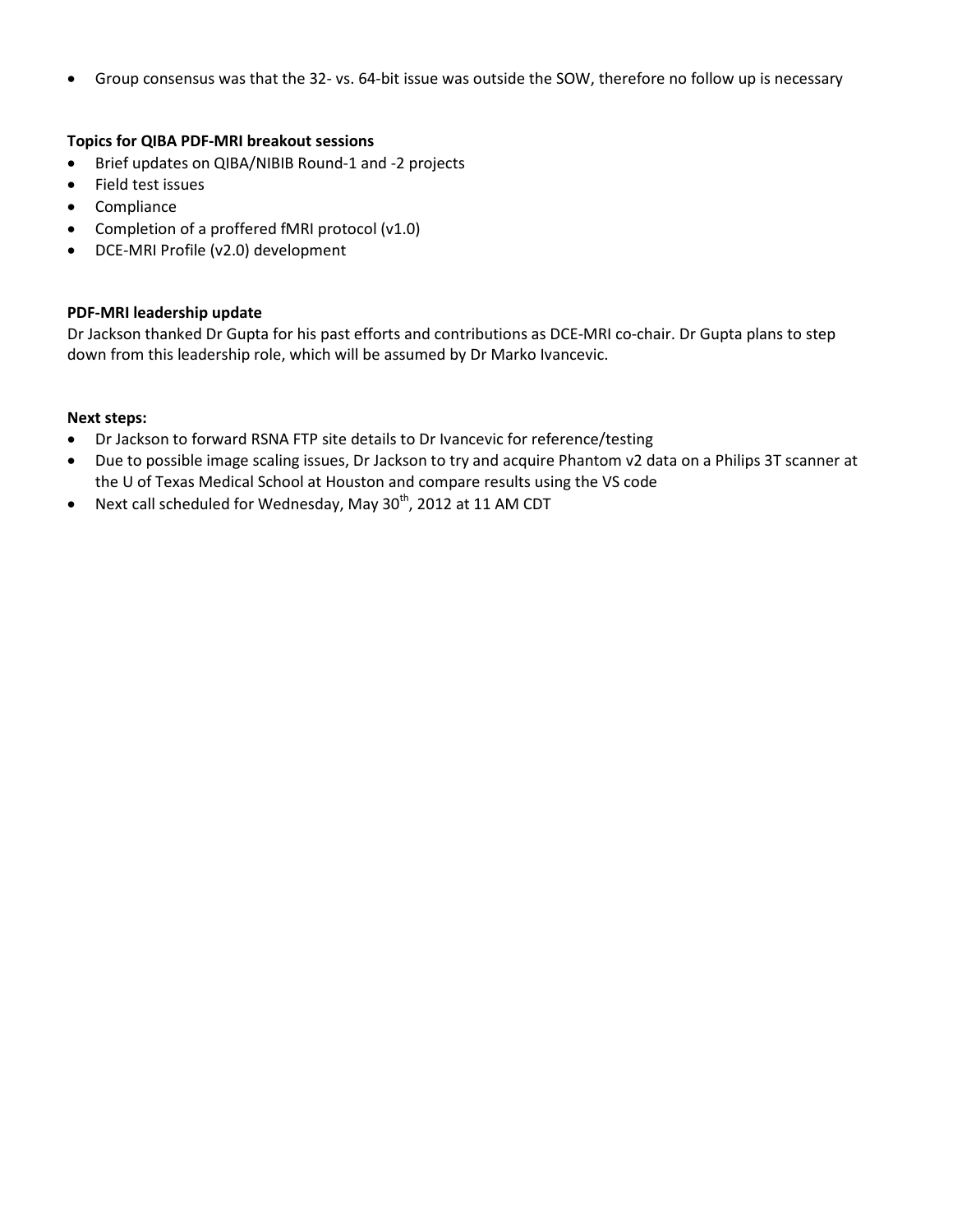- Group consensus was that the 32- vs. 64-bit issue was outside the SOW, therefore no follow up is necessary

**Topics for QIBA PDF-MRI breakout sessions**

- Brief updates on QIBA/NIBIB Round-1 and -2 projects
- Field test issues
- Compliance
- Completion of a proffered fMRI protocol (v1.0)
- DCE-MRI Profile (v2.0) development

**PDF-MRI leadership update**

Dr Jackson thanked Dr Gupta for his past efforts and contributions as DCE-MRI co-chair. Dr Gupta plans to step down from this leadership role, which will be assumed by Dr Marko Ivancevic.

**Next steps:**

- Dr Jackson to forward RSNA FTP site details to Dr Ivancevic for reference/testing
- Due to possible image scaling issues, Dr Jackson to try and acquire Phantom v2 data on a Philips 3T scanner at the U of Texas Medical School at Houston and compare results using the VS code
- Next call scheduled for Wednesday, May 30th, 2012 at 11 AM CDT